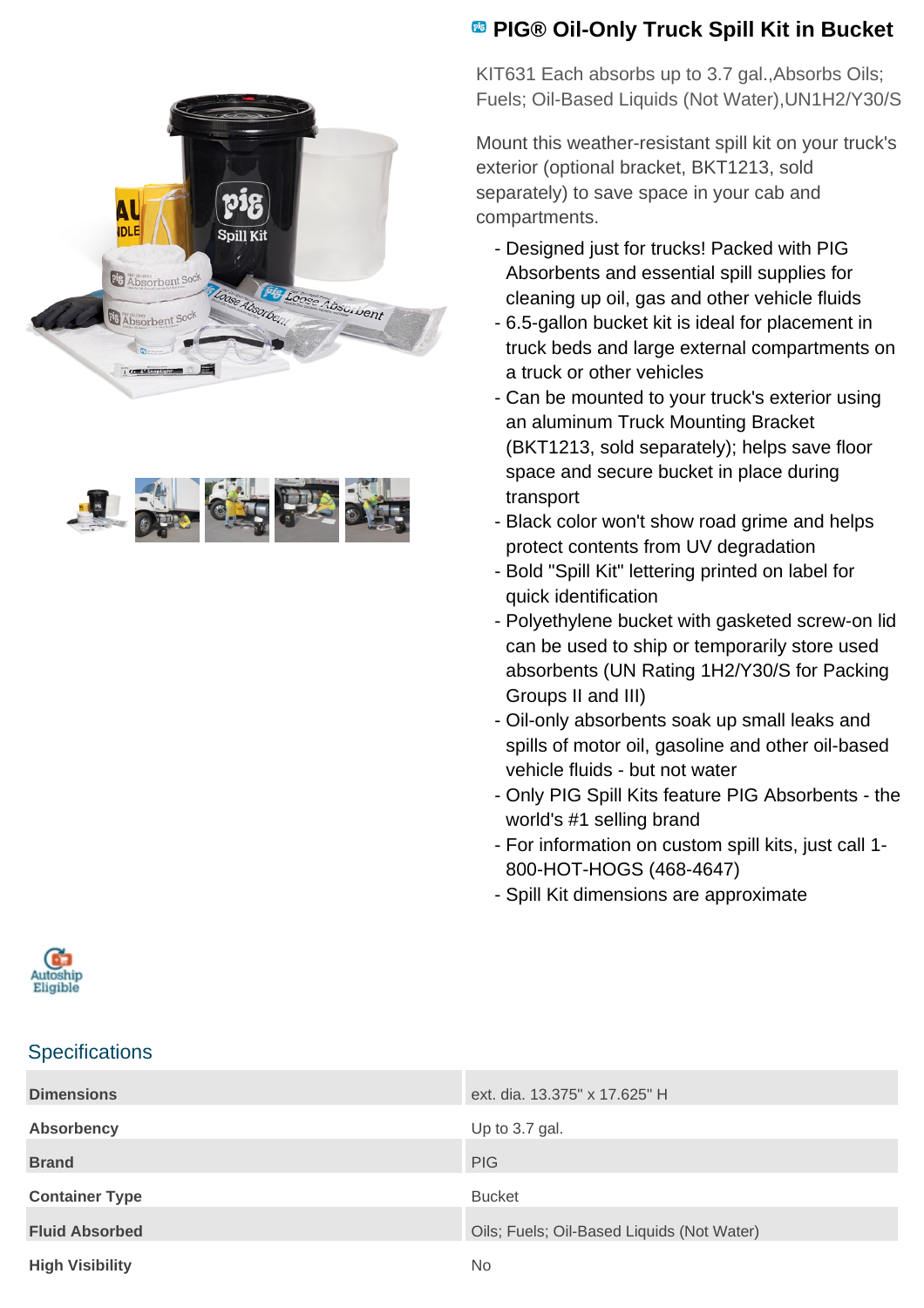# PIG® Oil-Only Truck Spill Kit in Bucket

KIT631 Each absorbs up to 3.7 gal.,Absorbs Oils; Fuels; Oil-Based Liquids (Not Water),UN1H2/Y30/S

Mount this weather-resistant spill kit on your truck's exterior (optional bracket, BKT1213, sold separately) to save space in your cab and compartments.

- Designed just for trucks! Packed with PIG Absorbents and essential spill supplies for cleaning up oil, gas and other vehicle fluids
- 6.5-gallon bucket kit is ideal for placement in truck beds and large external compartments on a truck or other vehicles
- Can be mounted to your truck's exterior using an aluminum Truck Mounting Bracket (BKT1213, sold separately); helps save floor space and secure bucket in place during transport
- Black color won't show road grime and helps protect contents from UV degradation
- Bold "Spill Kit" lettering printed on label for quick identification
- Polyethylene bucket with gasketed screw-on lid can be used to ship or temporarily store used absorbents (UN Rating 1H2/Y30/S for Packing Groups II and III)
- Oil-only absorbents soak up small leaks and spills of motor oil, gasoline and other oil-based vehicle fluids - but not water
- Only PIG Spill Kits feature PIG Absorbents - the world's #1 selling brand
- For information on custom spill kits, just call 1-800-HOT-HOGS (468-4647)
- Spill Kit dimensions are approximate

Autoship Eligible

## Specifications

| | |
|---|---|
| **Dimensions** | ext. dia. 13.375" x 17.625" H |
| **Absorbency** | Up to 3.7 gal. |
| **Brand** | PIG |
| **Container Type** | Bucket |
| **Fluid Absorbed** | Oils; Fuels; Oil-Based Liquids (Not Water) |
| **High Visibility** | No |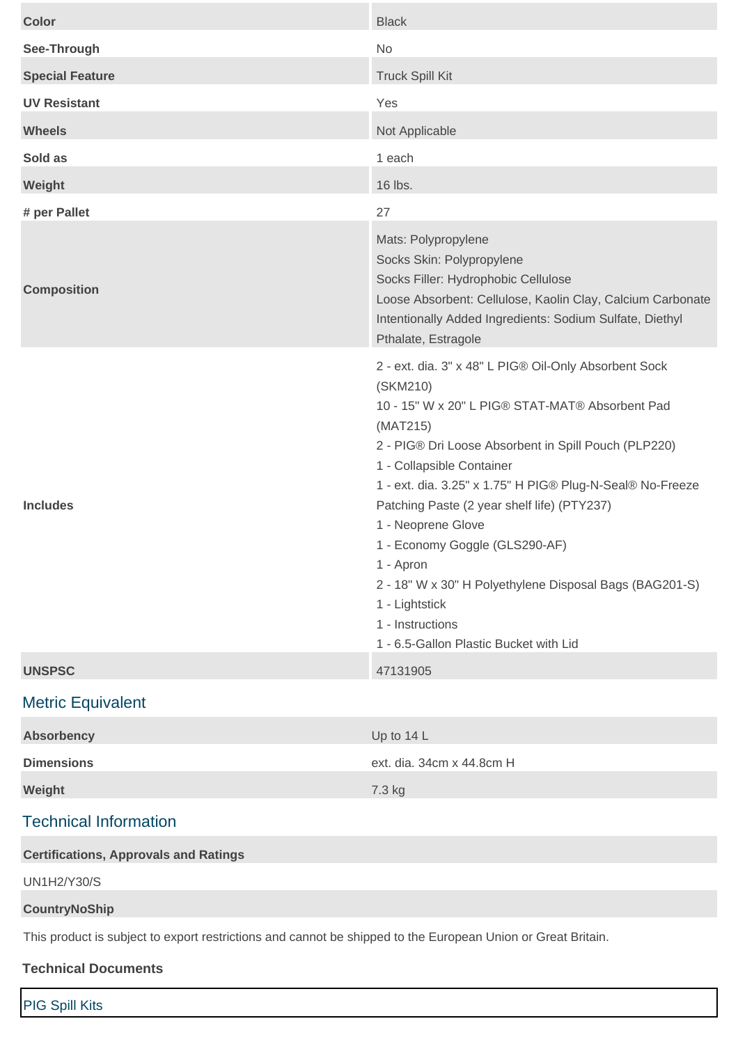| | |
|---|---|
| **Color** | Black |
| **See-Through** | No |
| **Special Feature** | Truck Spill Kit |
| **UV Resistant** | Yes |
| **Wheels** | Not Applicable |
| **Sold as** | 1 each |
| **Weight** | 16 lbs. |
| **# per Pallet** | 27 |
| **Composition** | Mats: Polypropylene<br>Socks Skin: Polypropylene<br>Socks Filler: Hydrophobic Cellulose<br>Loose Absorbent: Cellulose, Kaolin Clay, Calcium Carbonate<br>Intentionally Added Ingredients: Sodium Sulfate, Diethyl Pthalate, Estragole |
| **Includes** | 2 - ext. dia. 3" x 48" L PIG® Oil-Only Absorbent Sock (SKM210)<br>10 - 15" W x 20" L PIG® STAT-MAT® Absorbent Pad (MAT215)<br>2 - PIG® Dri Loose Absorbent in Spill Pouch (PLP220)<br>1 - Collapsible Container<br>1 - ext. dia. 3.25" x 1.75" H PIG® Plug-N-Seal® No-Freeze Patching Paste (2 year shelf life) (PTY237)<br>1 - Neoprene Glove<br>1 - Economy Goggle (GLS290-AF)<br>1 - Apron<br>2 - 18" W x 30" H Polyethylene Disposal Bags (BAG201-S)<br>1 - Lightstick<br>1 - Instructions<br>1 - 6.5-Gallon Plastic Bucket with Lid |
| **UNSPSC** | 47131905 |

## Metric Equivalent

| | |
|---|---|
| **Absorbency** | Up to 14 L |
| **Dimensions** | ext. dia. 34cm x 44.8cm H |
| **Weight** | 7.3 kg |

## Technical Information

**Certifications, Approvals and Ratings**

UN1H2/Y30/S

**CountryNoShip**

This product is subject to export restrictions and cannot be shipped to the European Union or Great Britain.

**Technical Documents**

PIG Spill Kits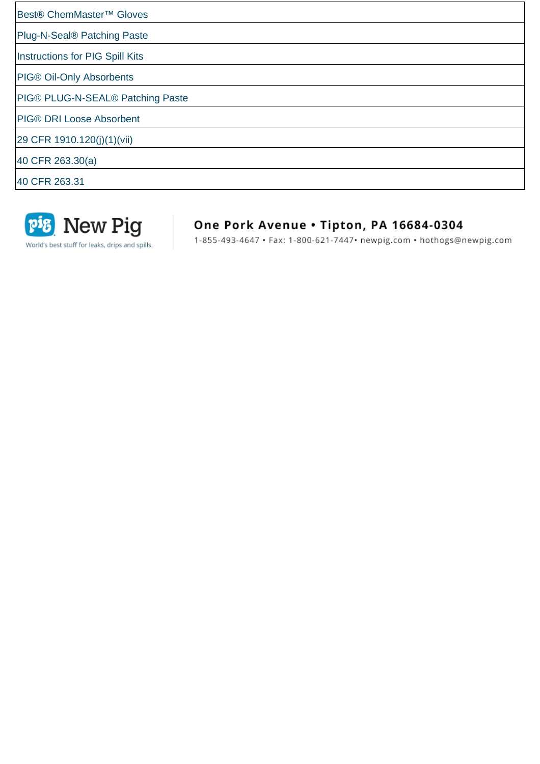| |
|---|
| Best® ChemMaster™ Gloves |
| Plug-N-Seal® Patching Paste |
| Instructions for PIG Spill Kits |
| PIG® Oil-Only Absorbents |
| PIG® PLUG-N-SEAL® Patching Paste |
| PIG® DRI Loose Absorbent |
| 29 CFR 1910.120(j)(1)(vii) |
| 40 CFR 263.30(a) |
| 40 CFR 263.31 |

New Pig

World's best stuff for leaks, drips and spills.

One Pork Avenue • Tipton, PA 16684-0304

1-855-493-4647 • Fax: 1-800-621-7447• newpig.com • hothogs@newpig.com